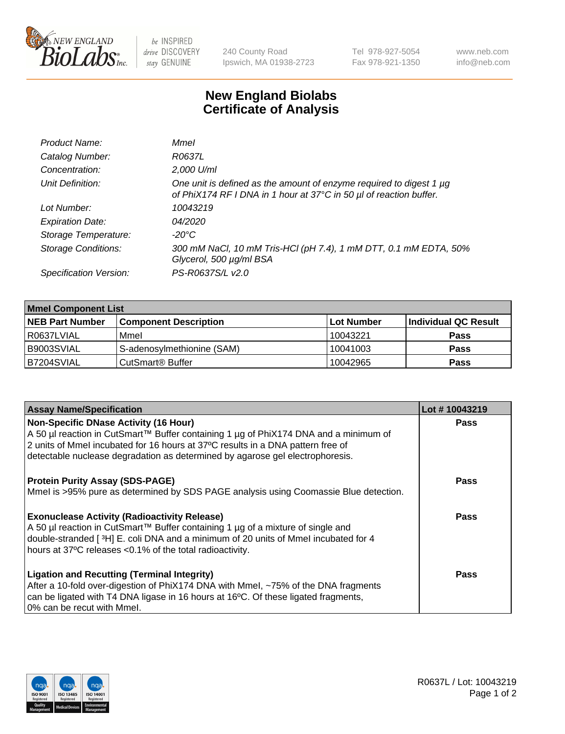# New England Biolabs Certificate of Analysis

| | |
|---|---|
| *Product Name:* | *MmeI* |
| *Catalog Number:* | *R0637L* |
| *Concentration:* | *2,000 U/ml* |
| *Unit Definition:* | *One unit is defined as the amount of enzyme required to digest 1 µg of PhiX174 RF I DNA in 1 hour at 37°C in 50 µl of reaction buffer.* |
| *Lot Number:* | *10043219* |
| *Expiration Date:* | *04/2020* |
| *Storage Temperature:* | *-20°C* |
| *Storage Conditions:* | *300 mM NaCl, 10 mM Tris-HCl (pH 7.4), 1 mM DTT, 0.1 mM EDTA, 50% Glycerol, 500 µg/ml BSA* |
| *Specification Version:* | *PS-R0637S/L v2.0* |

| MmeI Component List | | | |
|---|---|---|---|
| **NEB Part Number** | **Component Description** | **Lot Number** | **Individual QC Result** |
| R0637LVIAL | MmeI | 10043221 | **Pass** |
| B9003SVIAL | S-adenosylmethionine (SAM) | 10041003 | **Pass** |
| B7204SVIAL | CutSmart® Buffer | 10042965 | **Pass** |

| Assay Name/Specification | Lot # 10043219 |
|---|---|
| **Non-Specific DNase Activity (16 Hour)**<br>A 50 µl reaction in CutSmart™ Buffer containing 1 µg of PhiX174 DNA and a minimum of 2 units of MmeI incubated for 16 hours at 37ºC results in a DNA pattern free of detectable nuclease degradation as determined by agarose gel electrophoresis. | **Pass** |
| **Protein Purity Assay (SDS-PAGE)**<br>MmeI is >95% pure as determined by SDS PAGE analysis using Coomassie Blue detection. | **Pass** |
| **Exonuclease Activity (Radioactivity Release)**<br>A 50 µl reaction in CutSmart™ Buffer containing 1 µg of a mixture of single and double-stranded [ $^3$H] E. coli DNA and a minimum of 20 units of MmeI incubated for 4 hours at 37ºC releases <0.1% of the total radioactivity. | **Pass** |
| **Ligation and Recutting (Terminal Integrity)**<br>After a 10-fold over-digestion of PhiX174 DNA with MmeI, ~75% of the DNA fragments can be ligated with T4 DNA ligase in 16 hours at 16ºC. Of these ligated fragments, 0% can be recut with MmeI. | **Pass** |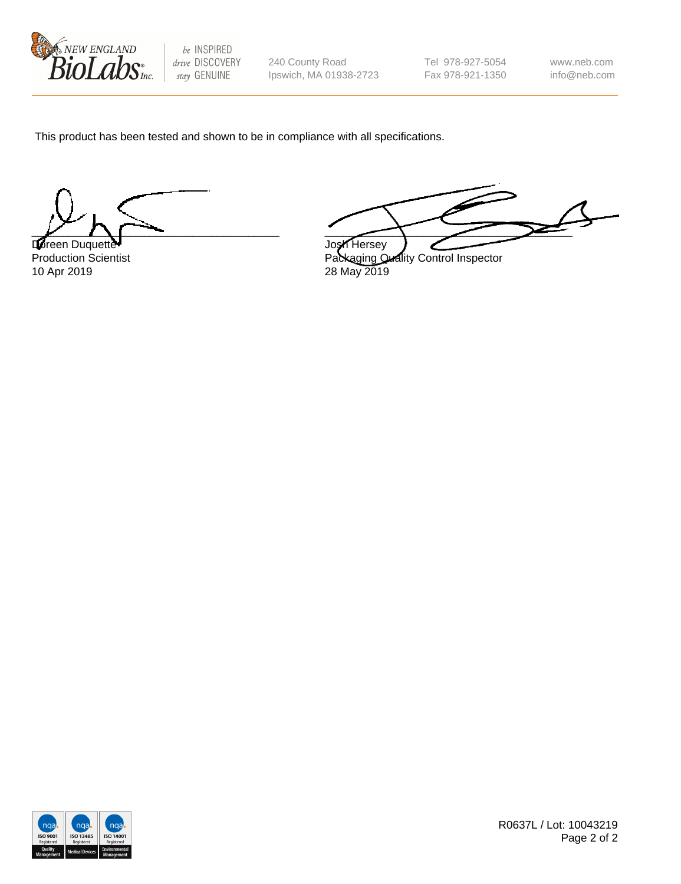This product has been tested and shown to be in compliance with all specifications.

Doreen Duquette
Production Scientist
10 Apr 2019

Josh Hersey
Packaging Quality Control Inspector
28 May 2019

R0637L / Lot: 10043219